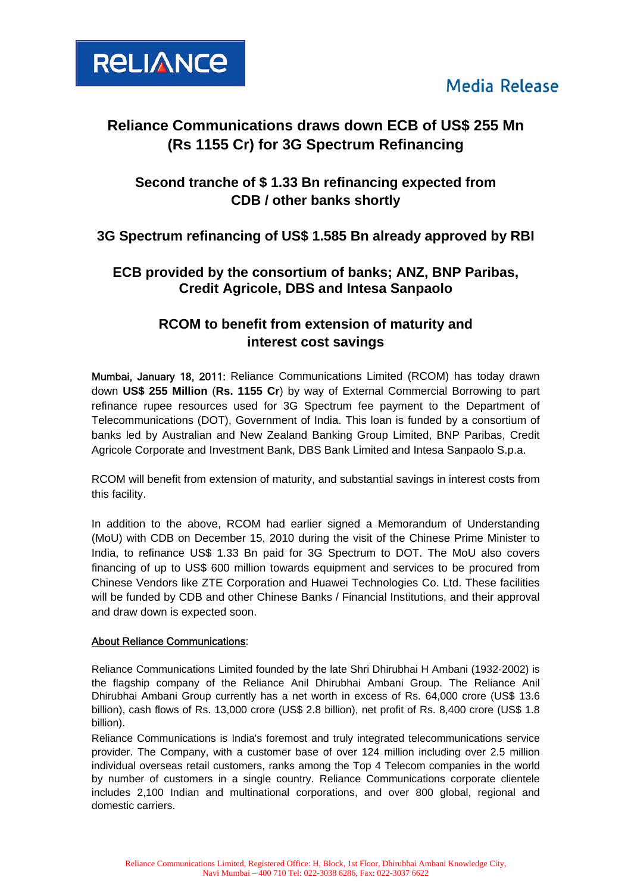RELIANCE

Media Release

# Reliance Communications draws down ECB of US$ 255 Mn (Rs 1155 Cr) for 3G Spectrum Refinancing

## Second tranche of $ 1.33 Bn refinancing expected from CDB / other banks shortly

## 3G Spectrum refinancing of US$ 1.585 Bn already approved by RBI

## ECB provided by the consortium of banks; ANZ, BNP Paribas, Credit Agricole, DBS and Intesa Sanpaolo

## RCOM to benefit from extension of maturity and interest cost savings

**Mumbai, January 18, 2011:** Reliance Communications Limited (RCOM) has today drawn down **US$ 255 Million** (**Rs. 1155 Cr**) by way of External Commercial Borrowing to part refinance rupee resources used for 3G Spectrum fee payment to the Department of Telecommunications (DOT), Government of India. This loan is funded by a consortium of banks led by Australian and New Zealand Banking Group Limited, BNP Paribas, Credit Agricole Corporate and Investment Bank, DBS Bank Limited and Intesa Sanpaolo S.p.a.

RCOM will benefit from extension of maturity, and substantial savings in interest costs from this facility.

In addition to the above, RCOM had earlier signed a Memorandum of Understanding (MoU) with CDB on December 15, 2010 during the visit of the Chinese Prime Minister to India, to refinance US$ 1.33 Bn paid for 3G Spectrum to DOT. The MoU also covers financing of up to US$ 600 million towards equipment and services to be procured from Chinese Vendors like ZTE Corporation and Huawei Technologies Co. Ltd. These facilities will be funded by CDB and other Chinese Banks / Financial Institutions, and their approval and draw down is expected soon.

**About Reliance Communications**:

Reliance Communications Limited founded by the late Shri Dhirubhai H Ambani (1932-2002) is the flagship company of the Reliance Anil Dhirubhai Ambani Group. The Reliance Anil Dhirubhai Ambani Group currently has a net worth in excess of Rs. 64,000 crore (US$ 13.6 billion), cash flows of Rs. 13,000 crore (US$ 2.8 billion), net profit of Rs. 8,400 crore (US$ 1.8 billion).

Reliance Communications is India's foremost and truly integrated telecommunications service provider. The Company, with a customer base of over 124 million including over 2.5 million individual overseas retail customers, ranks among the Top 4 Telecom companies in the world by number of customers in a single country. Reliance Communications corporate clientele includes 2,100 Indian and multinational corporations, and over 800 global, regional and domestic carriers.

Reliance Communications Limited, Registered Office: H, Block, 1st Floor, Dhirubhai Ambani Knowledge City, Navi Mumbai – 400 710 Tel: 022-3038 6286, Fax: 022-3037 6622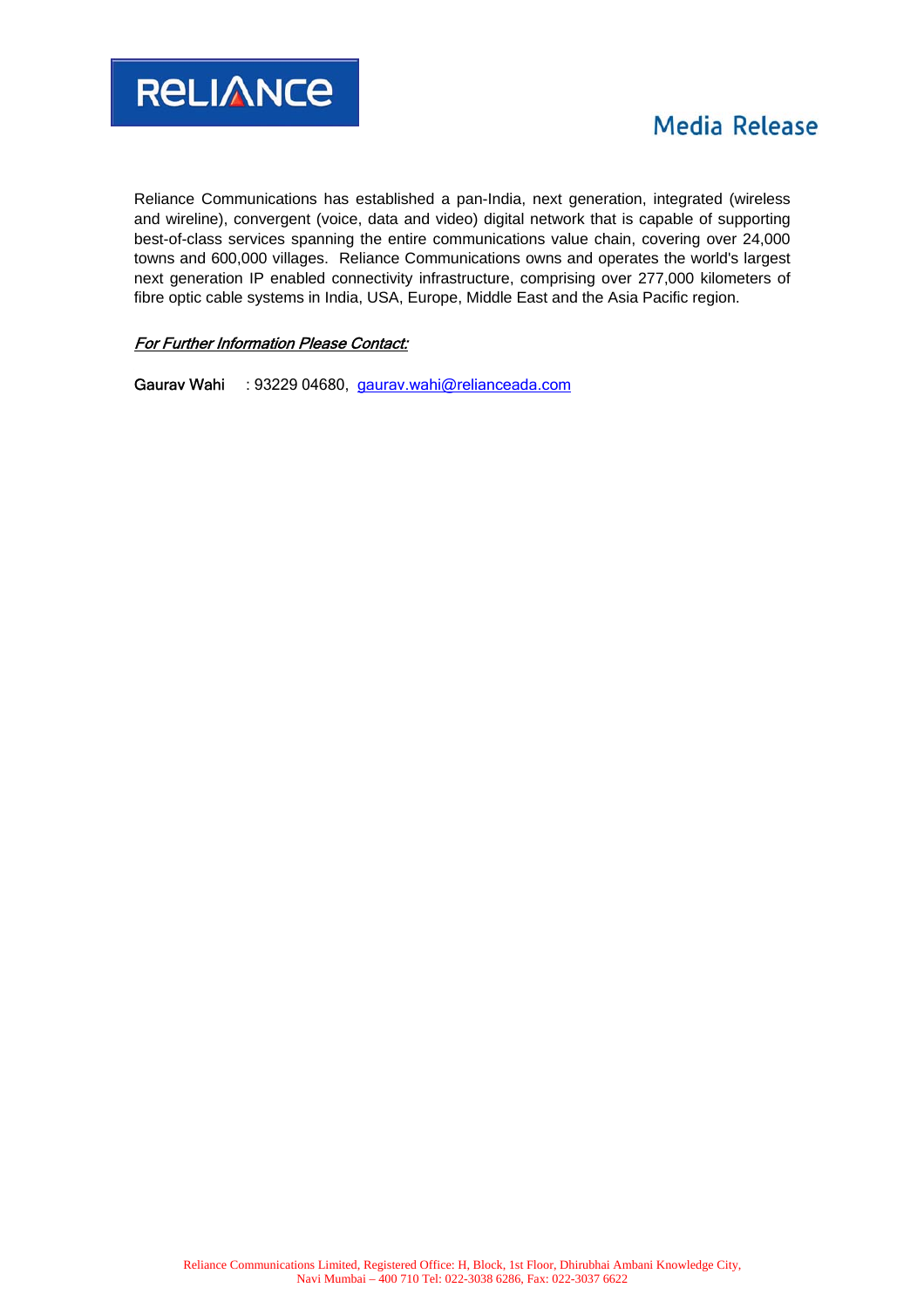Reliance Communications has established a pan-India, next generation, integrated (wireless and wireline), convergent (voice, data and video) digital network that is capable of supporting best-of-class services spanning the entire communications value chain, covering over 24,000 towns and 600,000 villages. Reliance Communications owns and operates the world's largest next generation IP enabled connectivity infrastructure, comprising over 277,000 kilometers of fibre optic cable systems in India, USA, Europe, Middle East and the Asia Pacific region.

***For Further Information Please Contact:***

**Gaurav Wahi** : 93229 04680, gaurav.wahi@relianceada.com